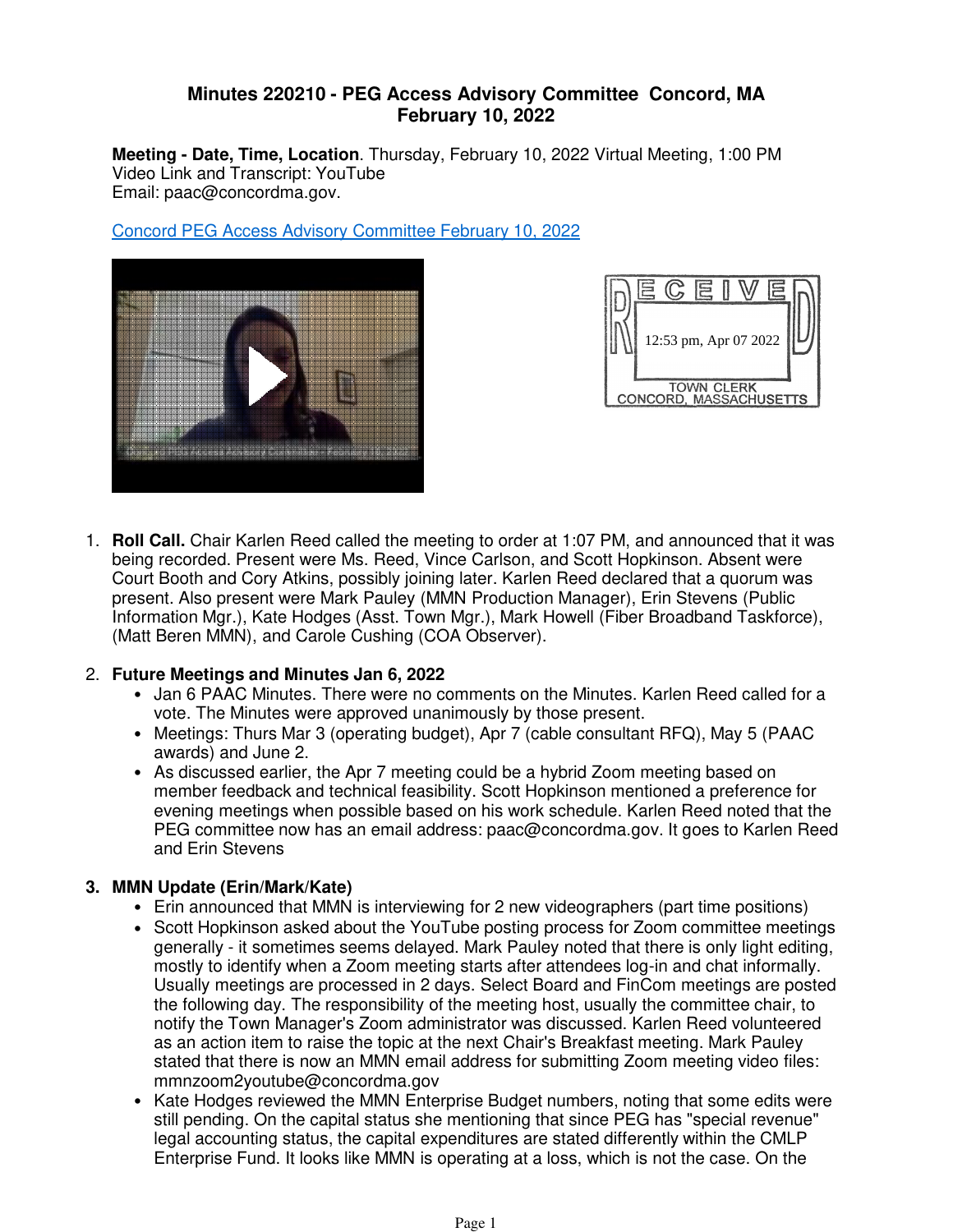# Minutes 220210 - PEG Access Advisory Committee Concord, MA
# February 10, 2022

**Meeting - Date, Time, Location**. Thursday, February 10, 2022 Virtual Meeting, 1:00 PM
Video Link and Transcript: YouTube
Email: paac@concordma.gov.

[Concord PEG Access Advisory Committee February 10, 2022]

RECEIVED
12:53 pm, Apr 07 2022
TOWN CLERK
CONCORD, MASSACHUSETTS

1. **Roll Call.** Chair Karlen Reed called the meeting to order at 1:07 PM, and announced that it was being recorded. Present were Ms. Reed, Vince Carlson, and Scott Hopkinson. Absent were Court Booth and Cory Atkins, possibly joining later. Karlen Reed declared that a quorum was present. Also present were Mark Pauley (MMN Production Manager), Erin Stevens (Public Information Mgr.), Kate Hodges (Asst. Town Mgr.), Mark Howell (Fiber Broadband Taskforce), (Matt Beren MMN), and Carole Cushing (COA Observer).

2. **Future Meetings and Minutes Jan 6, 2022**
   - Jan 6 PAAC Minutes. There were no comments on the Minutes. Karlen Reed called for a vote. The Minutes were approved unanimously by those present.
   - Meetings: Thurs Mar 3 (operating budget), Apr 7 (cable consultant RFQ), May 5 (PAAC awards) and June 2.
   - As discussed earlier, the Apr 7 meeting could be a hybrid Zoom meeting based on member feedback and technical feasibility. Scott Hopkinson mentioned a preference for evening meetings when possible based on his work schedule. Karlen Reed noted that the PEG committee now has an email address: paac@concordma.gov. It goes to Karlen Reed and Erin Stevens

3. **MMN Update (Erin/Mark/Kate)**
   - Erin announced that MMN is interviewing for 2 new videographers (part time positions)
   - Scott Hopkinson asked about the YouTube posting process for Zoom committee meetings generally - it sometimes seems delayed. Mark Pauley noted that there is only light editing, mostly to identify when a Zoom meeting starts after attendees log-in and chat informally. Usually meetings are processed in 2 days. Select Board and FinCom meetings are posted the following day. The responsibility of the meeting host, usually the committee chair, to notify the Town Manager's Zoom administrator was discussed. Karlen Reed volunteered as an action item to raise the topic at the next Chair's Breakfast meeting. Mark Pauley stated that there is now an MMN email address for submitting Zoom meeting video files: mmnzoom2youtube@concordma.gov
   - Kate Hodges reviewed the MMN Enterprise Budget numbers, noting that some edits were still pending. On the capital status she mentioning that since PEG has "special revenue" legal accounting status, the capital expenditures are stated differently within the CMLP Enterprise Fund. It looks like MMN is operating at a loss, which is not the case. On the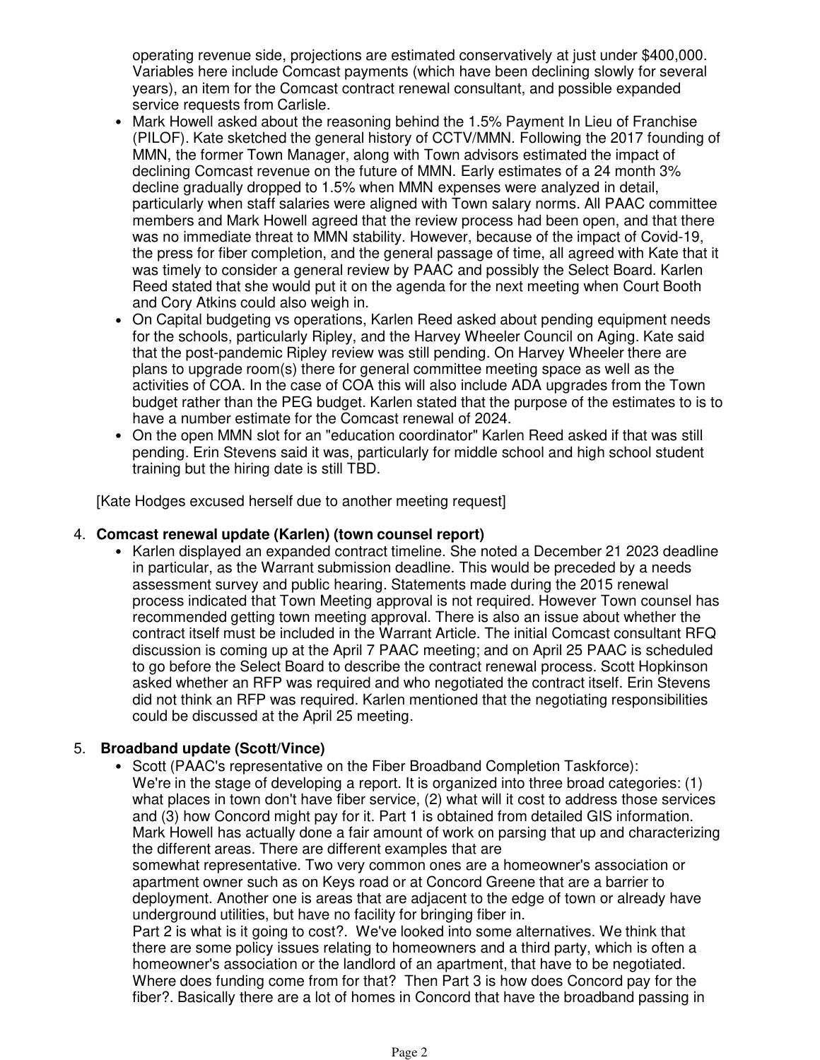operating revenue side, projections are estimated conservatively at just under $400,000. Variables here include Comcast payments (which have been declining slowly for several years), an item for the Comcast contract renewal consultant, and possible expanded service requests from Carlisle.

- Mark Howell asked about the reasoning behind the 1.5% Payment In Lieu of Franchise (PILOF). Kate sketched the general history of CCTV/MMN. Following the 2017 founding of MMN, the former Town Manager, along with Town advisors estimated the impact of declining Comcast revenue on the future of MMN. Early estimates of a 24 month 3% decline gradually dropped to 1.5% when MMN expenses were analyzed in detail, particularly when staff salaries were aligned with Town salary norms. All PAAC committee members and Mark Howell agreed that the review process had been open, and that there was no immediate threat to MMN stability. However, because of the impact of Covid-19, the press for fiber completion, and the general passage of time, all agreed with Kate that it was timely to consider a general review by PAAC and possibly the Select Board. Karlen Reed stated that she would put it on the agenda for the next meeting when Court Booth and Cory Atkins could also weigh in.
- On Capital budgeting vs operations, Karlen Reed asked about pending equipment needs for the schools, particularly Ripley, and the Harvey Wheeler Council on Aging. Kate said that the post-pandemic Ripley review was still pending. On Harvey Wheeler there are plans to upgrade room(s) there for general committee meeting space as well as the activities of COA. In the case of COA this will also include ADA upgrades from the Town budget rather than the PEG budget. Karlen stated that the purpose of the estimates to is to have a number estimate for the Comcast renewal of 2024.
- On the open MMN slot for an "education coordinator" Karlen Reed asked if that was still pending. Erin Stevens said it was, particularly for middle school and high school student training but the hiring date is still TBD.

[Kate Hodges excused herself due to another meeting request]

4. **Comcast renewal update (Karlen) (town counsel report)**
   - Karlen displayed an expanded contract timeline. She noted a December 21 2023 deadline in particular, as the Warrant submission deadline. This would be preceded by a needs assessment survey and public hearing. Statements made during the 2015 renewal process indicated that Town Meeting approval is not required. However Town counsel has recommended getting town meeting approval. There is also an issue about whether the contract itself must be included in the Warrant Article. The initial Comcast consultant RFQ discussion is coming up at the April 7 PAAC meeting; and on April 25 PAAC is scheduled to go before the Select Board to describe the contract renewal process. Scott Hopkinson asked whether an RFP was required and who negotiated the contract itself. Erin Stevens did not think an RFP was required. Karlen mentioned that the negotiating responsibilities could be discussed at the April 25 meeting.

5. **Broadband update (Scott/Vince)**
   - Scott (PAAC's representative on the Fiber Broadband Completion Taskforce): We're in the stage of developing a report. It is organized into three broad categories: (1) what places in town don't have fiber service, (2) what will it cost to address those services and (3) how Concord might pay for it. Part 1 is obtained from detailed GIS information. Mark Howell has actually done a fair amount of work on parsing that up and characterizing the different areas. There are different examples that are somewhat representative. Two very common ones are a homeowner's association or apartment owner such as on Keys road or at Concord Greene that are a barrier to deployment. Another one is areas that are adjacent to the edge of town or already have underground utilities, but have no facility for bringing fiber in.
     Part 2 is what is it going to cost?. We've looked into some alternatives. We think that there are some policy issues relating to homeowners and a third party, which is often a homeowner's association or the landlord of an apartment, that have to be negotiated. Where does funding come from for that? Then Part 3 is how does Concord pay for the fiber?. Basically there are a lot of homes in Concord that have the broadband passing in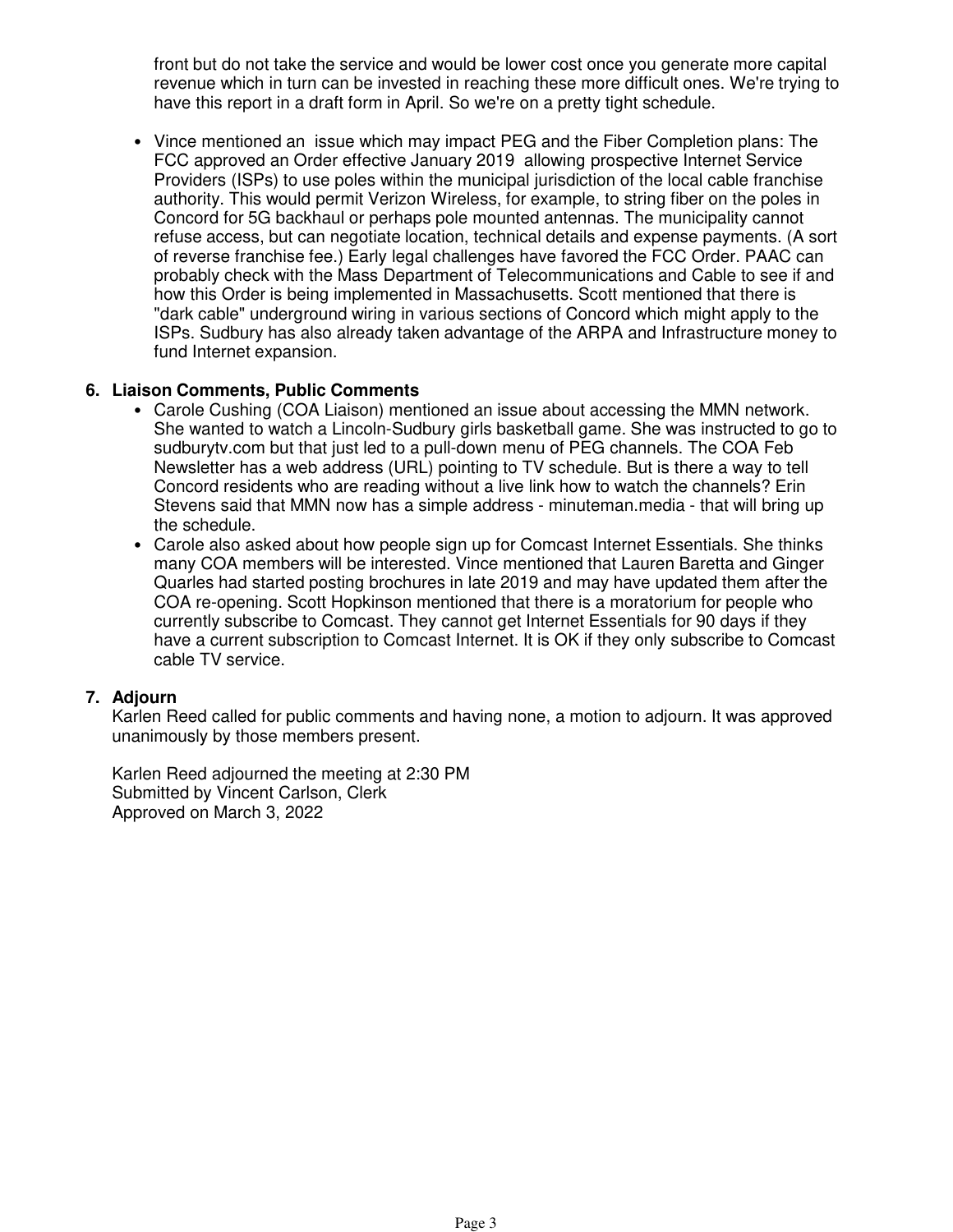front but do not take the service and would be lower cost once you generate more capital revenue which in turn can be invested in reaching these more difficult ones. We're trying to have this report in a draft form in April. So we're on a pretty tight schedule.

- Vince mentioned an issue which may impact PEG and the Fiber Completion plans: The FCC approved an Order effective January 2019 allowing prospective Internet Service Providers (ISPs) to use poles within the municipal jurisdiction of the local cable franchise authority. This would permit Verizon Wireless, for example, to string fiber on the poles in Concord for 5G backhaul or perhaps pole mounted antennas. The municipality cannot refuse access, but can negotiate location, technical details and expense payments. (A sort of reverse franchise fee.) Early legal challenges have favored the FCC Order. PAAC can probably check with the Mass Department of Telecommunications and Cable to see if and how this Order is being implemented in Massachusetts. Scott mentioned that there is "dark cable" underground wiring in various sections of Concord which might apply to the ISPs. Sudbury has also already taken advantage of the ARPA and Infrastructure money to fund Internet expansion.

6. **Liaison Comments, Public Comments**
   - Carole Cushing (COA Liaison) mentioned an issue about accessing the MMN network. She wanted to watch a Lincoln-Sudbury girls basketball game. She was instructed to go to sudburytv.com but that just led to a pull-down menu of PEG channels. The COA Feb Newsletter has a web address (URL) pointing to TV schedule. But is there a way to tell Concord residents who are reading without a live link how to watch the channels? Erin Stevens said that MMN now has a simple address - minuteman.media - that will bring up the schedule.
   - Carole also asked about how people sign up for Comcast Internet Essentials. She thinks many COA members will be interested. Vince mentioned that Lauren Baretta and Ginger Quarles had started posting brochures in late 2019 and may have updated them after the COA re-opening. Scott Hopkinson mentioned that there is a moratorium for people who currently subscribe to Comcast. They cannot get Internet Essentials for 90 days if they have a current subscription to Comcast Internet. It is OK if they only subscribe to Comcast cable TV service.

7. **Adjourn**

   Karlen Reed called for public comments and having none, a motion to adjourn. It was approved unanimously by those members present.

   Karlen Reed adjourned the meeting at 2:30 PM
   Submitted by Vincent Carlson, Clerk
   Approved on March 3, 2022